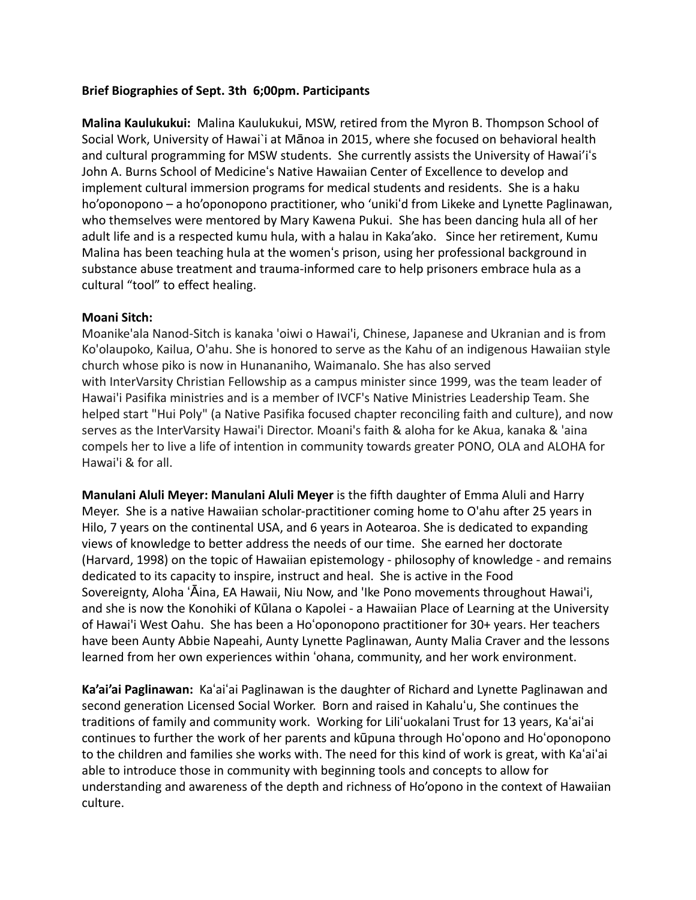**Brief Biographies of Sept. 3th 6;00pm. Participants**

**Malina Kaulukukui:** Malina Kaulukukui, MSW, retired from the Myron B. Thompson School of Social Work, University of Hawai`i at Mānoa in 2015, where she focused on behavioral health and cultural programming for MSW students. She currently assists the University of Hawai'iʻs John A. Burns School of Medicineʻs Native Hawaiian Center of Excellence to develop and implement cultural immersion programs for medical students and residents. She is a haku ho'oponopono – a ho'oponopono practitioner, who 'unikiʻd from Likeke and Lynette Paglinawan, who themselves were mentored by Mary Kawena Pukui. She has been dancing hula all of her adult life and is a respected kumu hula, with a halau in Kaka'ako. Since her retirement, Kumu Malina has been teaching hula at the womenʻs prison, using her professional background in substance abuse treatment and trauma-informed care to help prisoners embrace hula as a cultural "tool" to effect healing.

**Moani Sitch:**
Moanike'ala Nanod-Sitch is kanaka 'oiwi o Hawai'i, Chinese, Japanese and Ukranian and is from Ko'olaupoko, Kailua, O'ahu. She is honored to serve as the Kahu of an indigenous Hawaiian style church whose piko is now in Hunananiho, Waimanalo. She has also served with InterVarsity Christian Fellowship as a campus minister since 1999, was the team leader of Hawai'i Pasifika ministries and is a member of IVCF's Native Ministries Leadership Team. She helped start "Hui Poly" (a Native Pasifika focused chapter reconciling faith and culture), and now serves as the InterVarsity Hawai'i Director. Moani's faith & aloha for ke Akua, kanaka & 'aina compels her to live a life of intention in community towards greater PONO, OLA and ALOHA for Hawai'i & for all.

**Manulani Aluli Meyer: Manulani Aluli Meyer** is the fifth daughter of Emma Aluli and Harry Meyer. She is a native Hawaiian scholar-practitioner coming home to O'ahu after 25 years in Hilo, 7 years on the continental USA, and 6 years in Aotearoa. She is dedicated to expanding views of knowledge to better address the needs of our time. She earned her doctorate (Harvard, 1998) on the topic of Hawaiian epistemology - philosophy of knowledge - and remains dedicated to its capacity to inspire, instruct and heal. She is active in the Food Sovereignty, Aloha ʻĀina, EA Hawaii, Niu Now, and 'Ike Pono movements throughout Hawai'i, and she is now the Konohiki of Kūlana o Kapolei - a Hawaiian Place of Learning at the University of Hawai'i West Oahu. She has been a Hoʻoponopono practitioner for 30+ years. Her teachers have been Aunty Abbie Napeahi, Aunty Lynette Paglinawan, Aunty Malia Craver and the lessons learned from her own experiences within ʻohana, community, and her work environment.

**Ka'ai'ai Paglinawan:** Kaʻaiʻai Paglinawan is the daughter of Richard and Lynette Paglinawan and second generation Licensed Social Worker. Born and raised in Kahaluʻu, She continues the traditions of family and community work. Working for Liliʻuokalani Trust for 13 years, Kaʻaiʻai continues to further the work of her parents and kūpuna through Hoʻopono and Hoʻoponopono to the children and families she works with. The need for this kind of work is great, with Kaʻaiʻai able to introduce those in community with beginning tools and concepts to allow for understanding and awareness of the depth and richness of Ho'opono in the context of Hawaiian culture.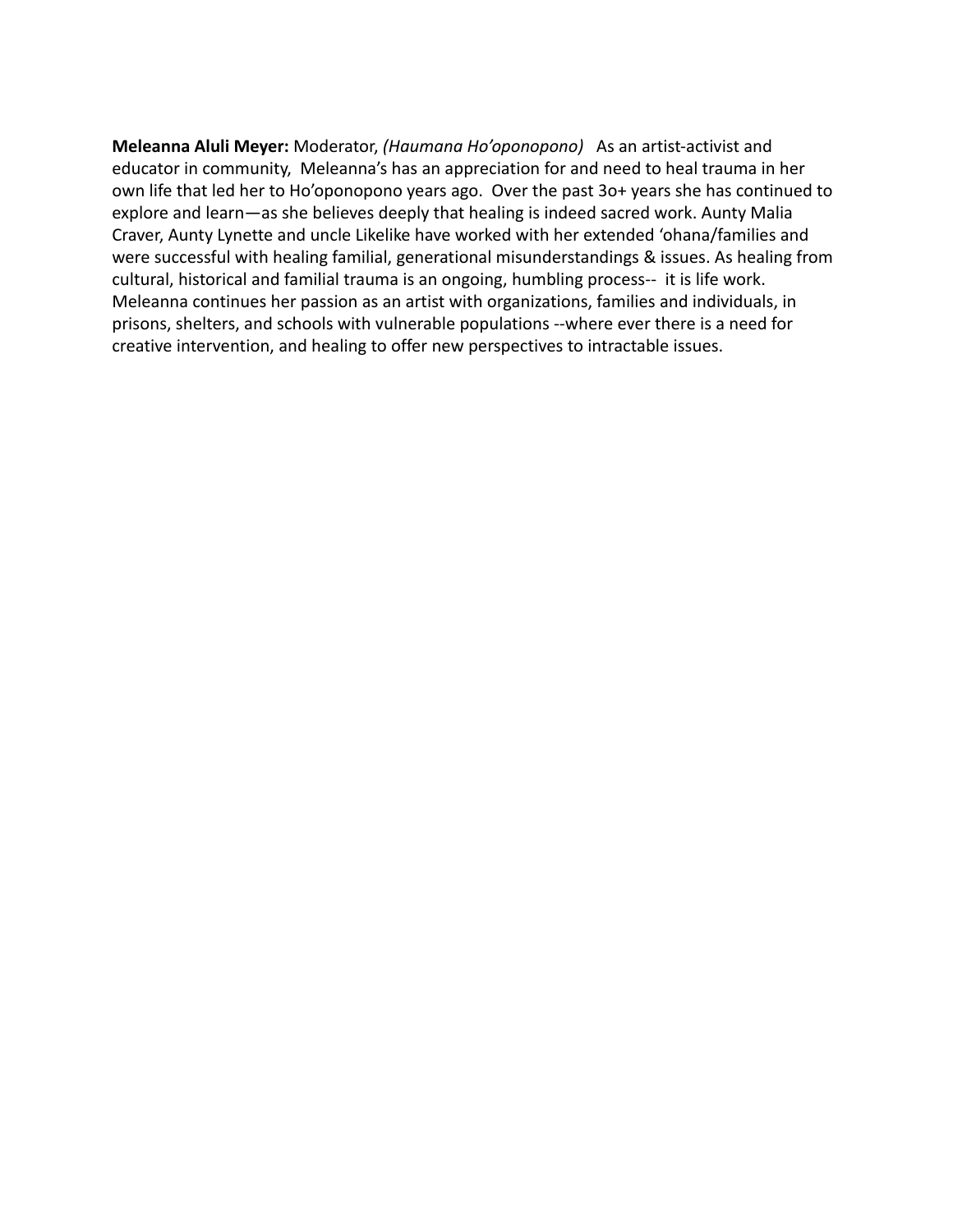**Meleanna Aluli Meyer:** Moderator, *(Haumana Ho'oponopono)* As an artist-activist and educator in community, Meleanna's has an appreciation for and need to heal trauma in her own life that led her to Ho'oponopono years ago. Over the past 3o+ years she has continued to explore and learn—as she believes deeply that healing is indeed sacred work. Aunty Malia Craver, Aunty Lynette and uncle Likelike have worked with her extended 'ohana/families and were successful with healing familial, generational misunderstandings & issues. As healing from cultural, historical and familial trauma is an ongoing, humbling process-- it is life work. Meleanna continues her passion as an artist with organizations, families and individuals, in prisons, shelters, and schools with vulnerable populations --where ever there is a need for creative intervention, and healing to offer new perspectives to intractable issues.